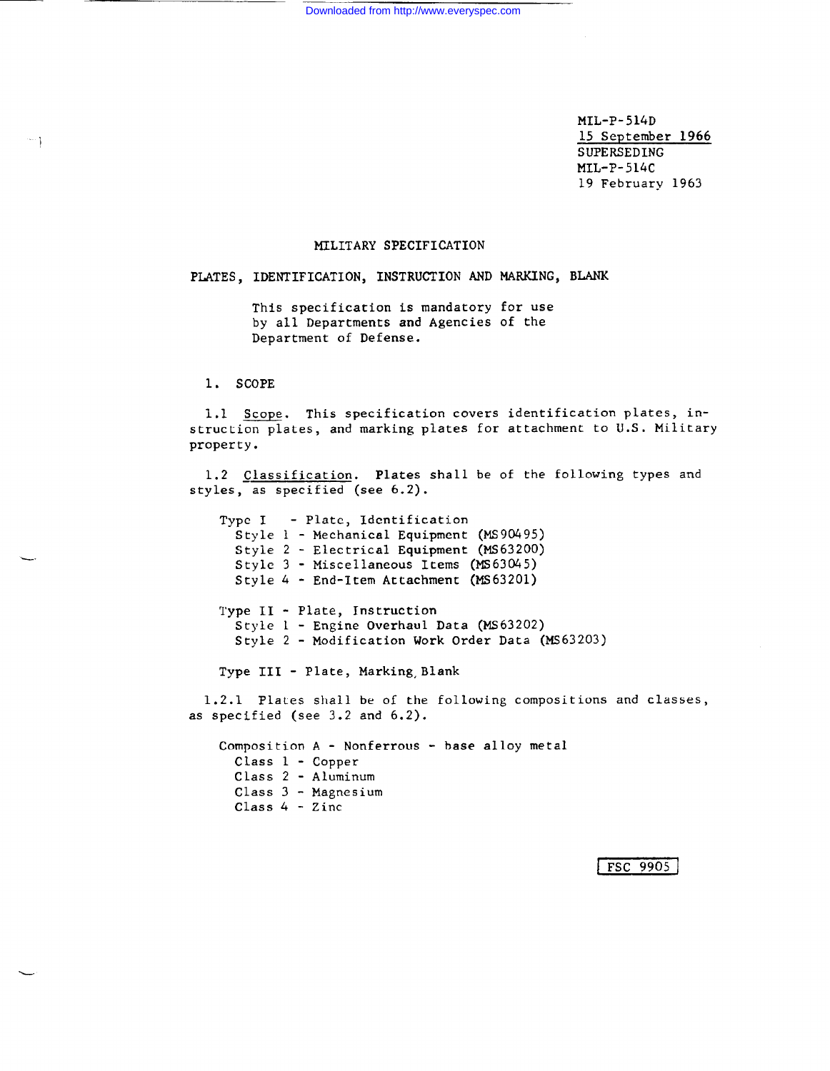MIL-P-514D
15 September 1966
SUPERSEDING
MIL-P-514C
19 February 1963

# MILITARY SPECIFICATION

## PLATES, IDENTIFICATION, INSTRUCTION AND MARKING, BLANK

This specification is mandatory for use by all Departments and Agencies of the Department of Defense.

## 1. SCOPE

1.1 Scope. This specification covers identification plates, instruction plates, and marking plates for attachment to U.S. Military property.

1.2 Classification. Plates shall be of the following types and styles, as specified (see 6.2).

Type I - Plate, Identification
- Style 1 - Mechanical Equipment (MS90495)
- Style 2 - Electrical Equipment (MS63200)
- Style 3 - Miscellaneous Items (MS63045)
- Style 4 - End-Item Attachment (MS63201)

Type II - Plate, Instruction
- Style 1 - Engine Overhaul Data (MS63202)
- Style 2 - Modification Work Order Data (MS63203)

Type III - Plate, Marking, Blank

1.2.1 Plates shall be of the following compositions and classes, as specified (see 3.2 and 6.2).

Composition A - Nonferrous - base alloy metal
- Class 1 - Copper
- Class 2 - Aluminum
- Class 3 - Magnesium
- Class 4 - Zinc

FSC 9905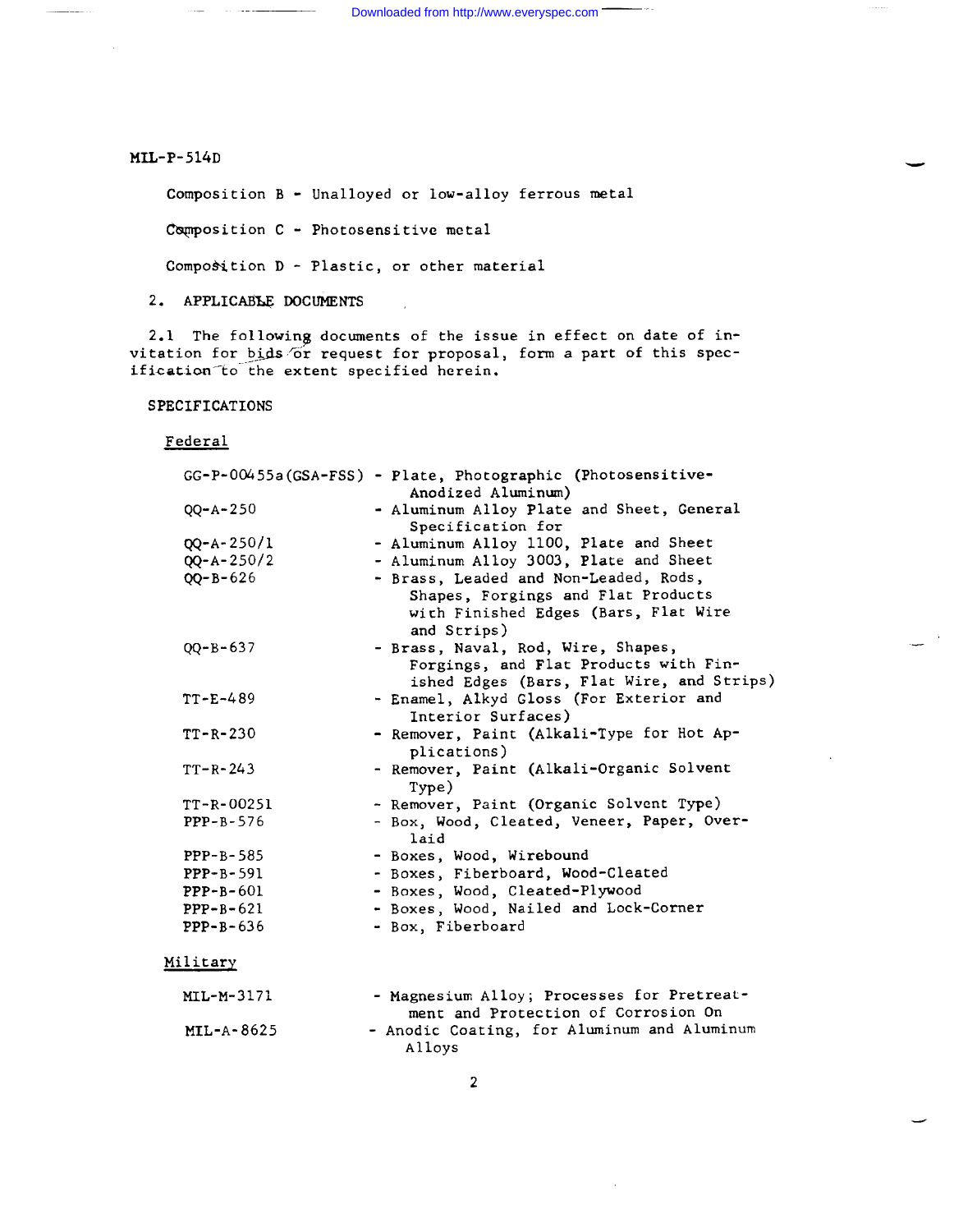Composition B - Unalloyed or low-alloy ferrous metal

Composition C - Photosensitive metal

Composition D - Plastic, or other material

## 2. APPLICABLE DOCUMENTS

2.1 The following documents of the issue in effect on date of invitation for bids or request for proposal, form a part of this specification to the extent specified herein.

SPECIFICATIONS

Federal

| | |
|---|---|
| GG-P-00455a(GSA-FSS) | - Plate, Photographic (Photosensitive-Anodized Aluminum) |
| QQ-A-250 | - Aluminum Alloy Plate and Sheet, General Specification for |
| QQ-A-250/1 | - Aluminum Alloy 1100, Plate and Sheet |
| QQ-A-250/2 | - Aluminum Alloy 3003, Plate and Sheet |
| QQ-B-626 | - Brass, Leaded and Non-Leaded, Rods, Shapes, Forgings and Flat Products with Finished Edges (Bars, Flat Wire and Strips) |
| QQ-B-637 | - Brass, Naval, Rod, Wire, Shapes, Forgings, and Flat Products with Finished Edges (Bars, Flat Wire, and Strips) |
| TT-E-489 | - Enamel, Alkyd Gloss (For Exterior and Interior Surfaces) |
| TT-R-230 | - Remover, Paint (Alkali-Type for Hot Applications) |
| TT-R-243 | - Remover, Paint (Alkali-Organic Solvent Type) |
| TT-R-00251 | - Remover, Paint (Organic Solvent Type) |
| PPP-B-576 | - Box, Wood, Cleated, Veneer, Paper, Overlaid |
| PPP-B-585 | - Boxes, Wood, Wirebound |
| PPP-B-591 | - Boxes, Fiberboard, Wood-Cleated |
| PPP-B-601 | - Boxes, Wood, Cleated-Plywood |
| PPP-B-621 | - Boxes, Wood, Nailed and Lock-Corner |
| PPP-B-636 | - Box, Fiberboard |

Military

| | |
|---|---|
| MIL-M-3171 | - Magnesium Alloy; Processes for Pretreatment and Protection of Corrosion On |
| MIL-A-8625 | - Anodic Coating, for Aluminum and Aluminum Alloys |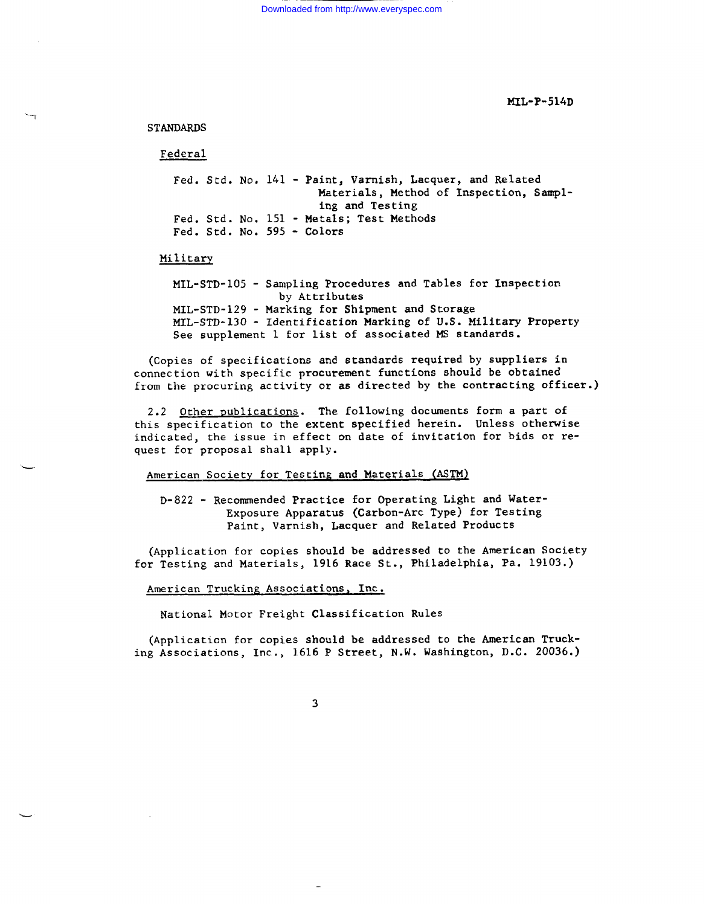STANDARDS

Federal

Fed. Std. No. 141 - Paint, Varnish, Lacquer, and Related Materials, Method of Inspection, Sampling and Testing
Fed. Std. No. 151 - Metals; Test Methods
Fed. Std. No. 595 - Colors

Military

MIL-STD-105 - Sampling Procedures and Tables for Inspection by Attributes
MIL-STD-129 - Marking for Shipment and Storage
MIL-STD-130 - Identification Marking of U.S. Military Property
See supplement 1 for list of associated MS standards.

(Copies of specifications and standards required by suppliers in connection with specific procurement functions should be obtained from the procuring activity or as directed by the contracting officer.)

2.2 Other publications. The following documents form a part of this specification to the extent specified herein. Unless otherwise indicated, the issue in effect on date of invitation for bids or request for proposal shall apply.

American Society for Testing and Materials (ASTM)

D-822 - Recommended Practice for Operating Light and Water-Exposure Apparatus (Carbon-Arc Type) for Testing Paint, Varnish, Lacquer and Related Products

(Application for copies should be addressed to the American Society for Testing and Materials, 1916 Race St., Philadelphia, Pa. 19103.)

American Trucking Associations, Inc.

National Motor Freight Classification Rules

(Application for copies should be addressed to the American Trucking Associations, Inc., 1616 P Street, N.W. Washington, D.C. 20036.)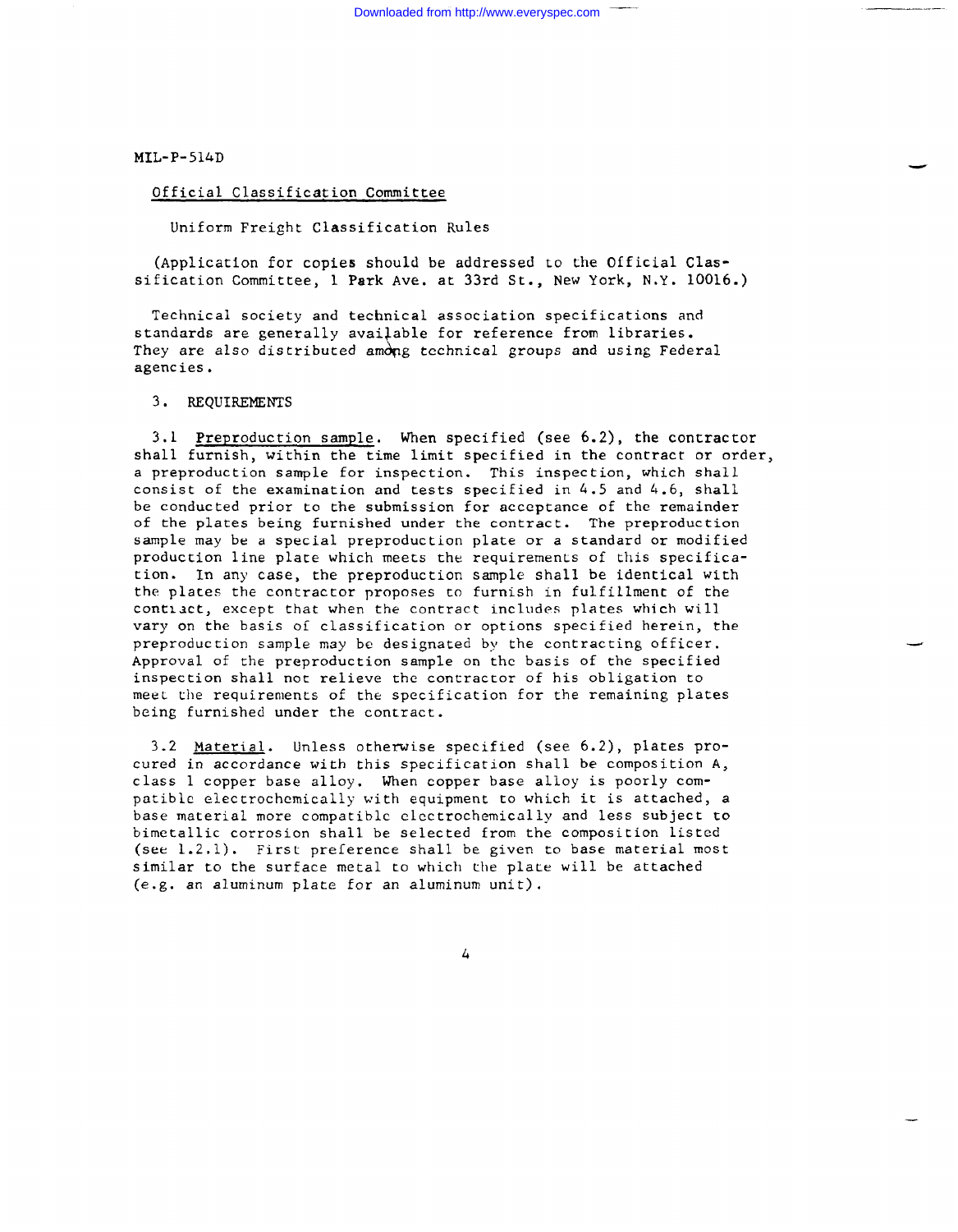Official Classification Committee

Uniform Freight Classification Rules

(Application for copies should be addressed to the Official Classification Committee, 1 Park Ave. at 33rd St., New York, N.Y. 10016.)

Technical society and technical association specifications and standards are generally available for reference from libraries. They are also distributed among technical groups and using Federal agencies.

3. REQUIREMENTS

3.1 Preproduction sample. When specified (see 6.2), the contractor shall furnish, within the time limit specified in the contract or order, a preproduction sample for inspection. This inspection, which shall consist of the examination and tests specified in 4.5 and 4.6, shall be conducted prior to the submission for acceptance of the remainder of the plates being furnished under the contract. The preproduction sample may be a special preproduction plate or a standard or modified production line plate which meets the requirements of this specification. In any case, the preproduction sample shall be identical with the plates the contractor proposes to furnish in fulfillment of the contract, except that when the contract includes plates which will vary on the basis of classification or options specified herein, the preproduction sample may be designated by the contracting officer. Approval of the preproduction sample on the basis of the specified inspection shall not relieve the contractor of his obligation to meet the requirements of the specification for the remaining plates being furnished under the contract.

3.2 Material. Unless otherwise specified (see 6.2), plates procured in accordance with this specification shall be composition A, class 1 copper base alloy. When copper base alloy is poorly compatible electrochemically with equipment to which it is attached, a base material more compatible electrochemically and less subject to bimetallic corrosion shall be selected from the composition listed (see 1.2.1). First preference shall be given to base material most similar to the surface metal to which the plate will be attached (e.g. an aluminum plate for an aluminum unit).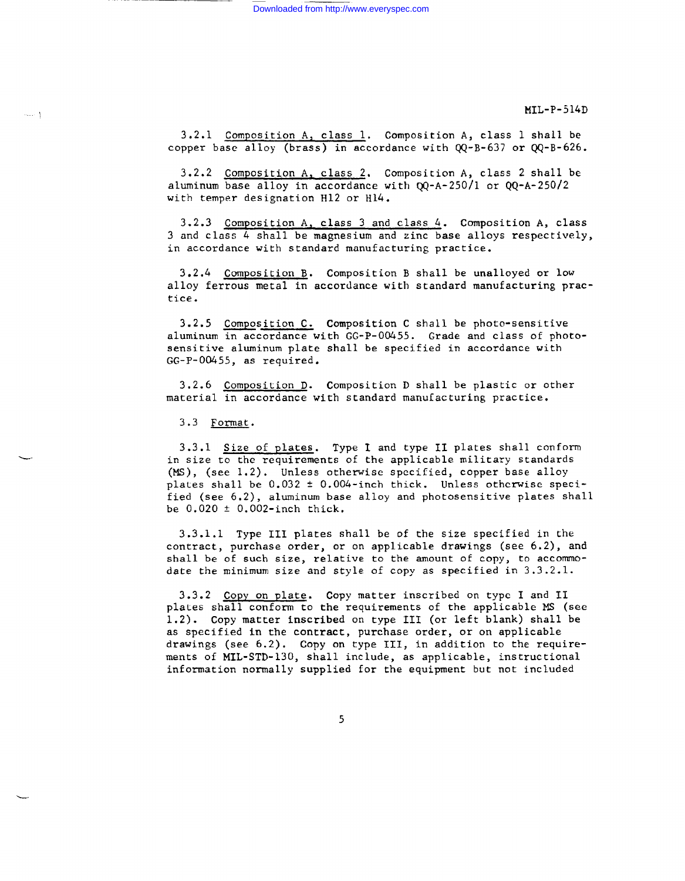3.2.1 Composition A, class 1. Composition A, class 1 shall be copper base alloy (brass) in accordance with QQ-B-637 or QQ-B-626.

3.2.2 Composition A, class 2. Composition A, class 2 shall be aluminum base alloy in accordance with QQ-A-250/1 or QQ-A-250/2 with temper designation H12 or H14.

3.2.3 Composition A, class 3 and class 4. Composition A, class 3 and class 4 shall be magnesium and zinc base alloys respectively, in accordance with standard manufacturing practice.

3.2.4 Composition B. Composition B shall be unalloyed or low alloy ferrous metal in accordance with standard manufacturing practice.

3.2.5 Composition C. Composition C shall be photo-sensitive aluminum in accordance with GG-P-00455. Grade and class of photo-sensitive aluminum plate shall be specified in accordance with GG-P-00455, as required.

3.2.6 Composition D. Composition D shall be plastic or other material in accordance with standard manufacturing practice.

3.3 Format.

3.3.1 Size of plates. Type I and type II plates shall conform in size to the requirements of the applicable military standards (MS), (see 1.2). Unless otherwise specified, copper base alloy plates shall be 0.032 ± 0.004-inch thick. Unless otherwise specified (see 6.2), aluminum base alloy and photosensitive plates shall be 0.020 ± 0.002-inch thick.

3.3.1.1 Type III plates shall be of the size specified in the contract, purchase order, or on applicable drawings (see 6.2), and shall be of such size, relative to the amount of copy, to accommodate the minimum size and style of copy as specified in 3.3.2.1.

3.3.2 Copy on plate. Copy matter inscribed on type I and II plates shall conform to the requirements of the applicable MS (see 1.2). Copy matter inscribed on type III (or left blank) shall be as specified in the contract, purchase order, or on applicable drawings (see 6.2). Copy on type III, in addition to the requirements of MIL-STD-130, shall include, as applicable, instructional information normally supplied for the equipment but not included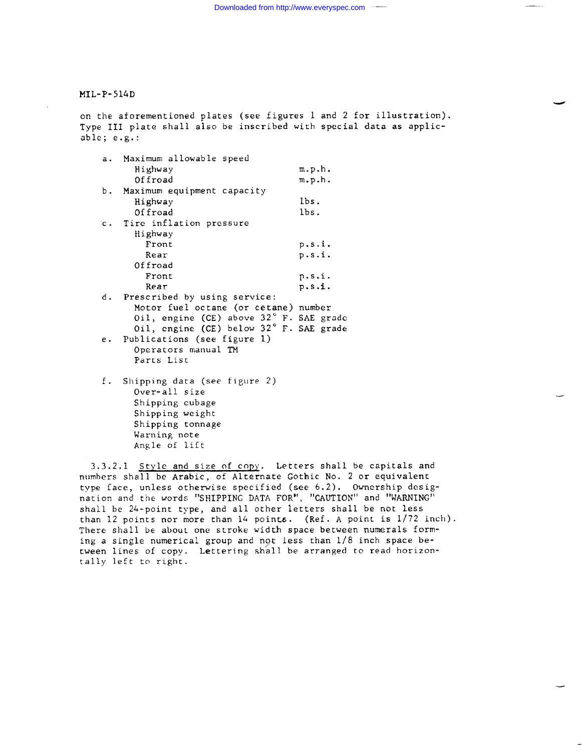on the aforementioned plates (see figures 1 and 2 for illustration). Type III plate shall also be inscribed with special data as applicable; e.g.:

a. Maximum allowable speed
   - Highway — m.p.h.
   - Offroad — m.p.h.

b. Maximum equipment capacity
   - Highway — lbs.
   - Offroad — lbs.

c. Tire inflation pressure
   - Highway
     - Front — p.s.i.
     - Rear — p.s.i.
   - Offroad
     - Front — p.s.i.
     - Rear — p.s.i.

d. Prescribed by using service:
   - Motor fuel octane (or cetane) number
   - Oil, engine (CE) above 32° F. SAE grade
   - Oil, engine (CE) below 32° F. SAE grade

e. Publications (see figure 1)
   - Operators manual TM
   - Parts List

f. Shipping data (see figure 2)
   - Over-all size
   - Shipping cubage
   - Shipping weight
   - Shipping tonnage
   - Warning note
   - Angle of lift

3.3.2.1 Style and size of copy. Letters shall be capitals and numbers shall be Arabic, of Alternate Gothic No. 2 or equivalent type face, unless otherwise specified (see 6.2). Ownership designation and the words "SHIPPING DATA FOR", "CAUTION" and "WARNING" shall be 24-point type, and all other letters shall be not less than 12 points nor more than 14 points. (Ref. A point is 1/72 inch). There shall be about one stroke width space between numerals forming a single numerical group and not less than 1/8 inch space between lines of copy. Lettering shall be arranged to read horizontally left to right.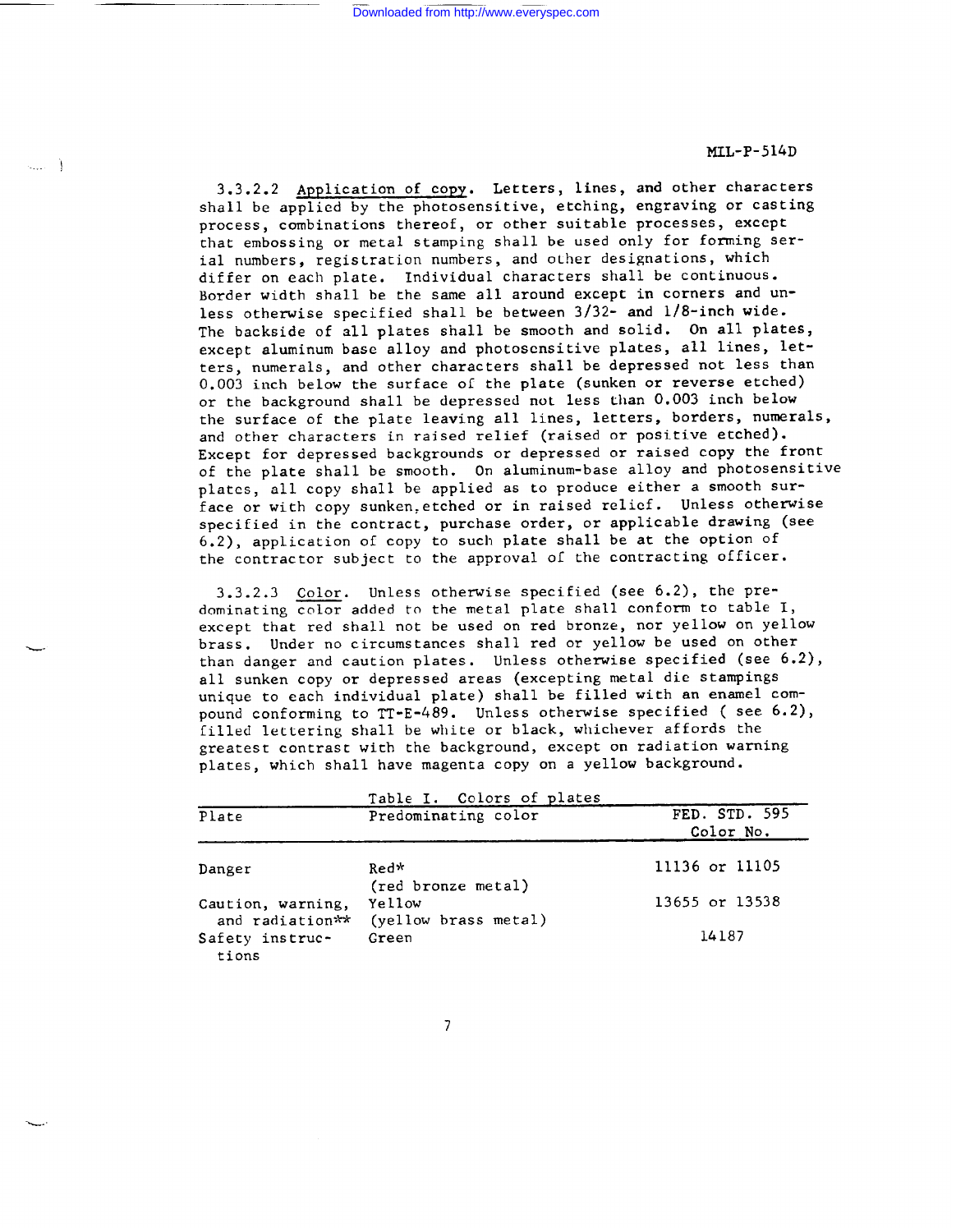3.3.2.2 Application of copy. Letters, lines, and other characters shall be applied by the photosensitive, etching, engraving or casting process, combinations thereof, or other suitable processes, except that embossing or metal stamping shall be used only for forming serial numbers, registration numbers, and other designations, which differ on each plate. Individual characters shall be continuous. Border width shall be the same all around except in corners and unless otherwise specified shall be between 3/32- and 1/8-inch wide. The backside of all plates shall be smooth and solid. On all plates, except aluminum base alloy and photosensitive plates, all lines, letters, numerals, and other characters shall be depressed not less than 0.003 inch below the surface of the plate (sunken or reverse etched) or the background shall be depressed not less than 0.003 inch below the surface of the plate leaving all lines, letters, borders, numerals, and other characters in raised relief (raised or positive etched). Except for depressed backgrounds or depressed or raised copy the front of the plate shall be smooth. On aluminum-base alloy and photosensitive plates, all copy shall be applied as to produce either a smooth surface or with copy sunken etched or in raised relief. Unless otherwise specified in the contract, purchase order, or applicable drawing (see 6.2), application of copy to such plate shall be at the option of the contractor subject to the approval of the contracting officer.

3.3.2.3 Color. Unless otherwise specified (see 6.2), the predominating color added to the metal plate shall conform to table I, except that red shall not be used on red bronze, nor yellow on yellow brass. Under no circumstances shall red or yellow be used on other than danger and caution plates. Unless otherwise specified (see 6.2), all sunken copy or depressed areas (excepting metal die stampings unique to each individual plate) shall be filled with an enamel compound conforming to TT-E-489. Unless otherwise specified ( see 6.2), filled lettering shall be white or black, whichever affords the greatest contrast with the background, except on radiation warning plates, which shall have magenta copy on a yellow background.

Table I. Colors of plates

| Plate | Predominating color | FED. STD. 595 Color No. |
|---|---|---|
| Danger | Red* (red bronze metal) | 11136 or 11105 |
| Caution, warning, and radiation** | Yellow (yellow brass metal) | 13655 or 13538 |
| Safety instructions | Green | 14187 |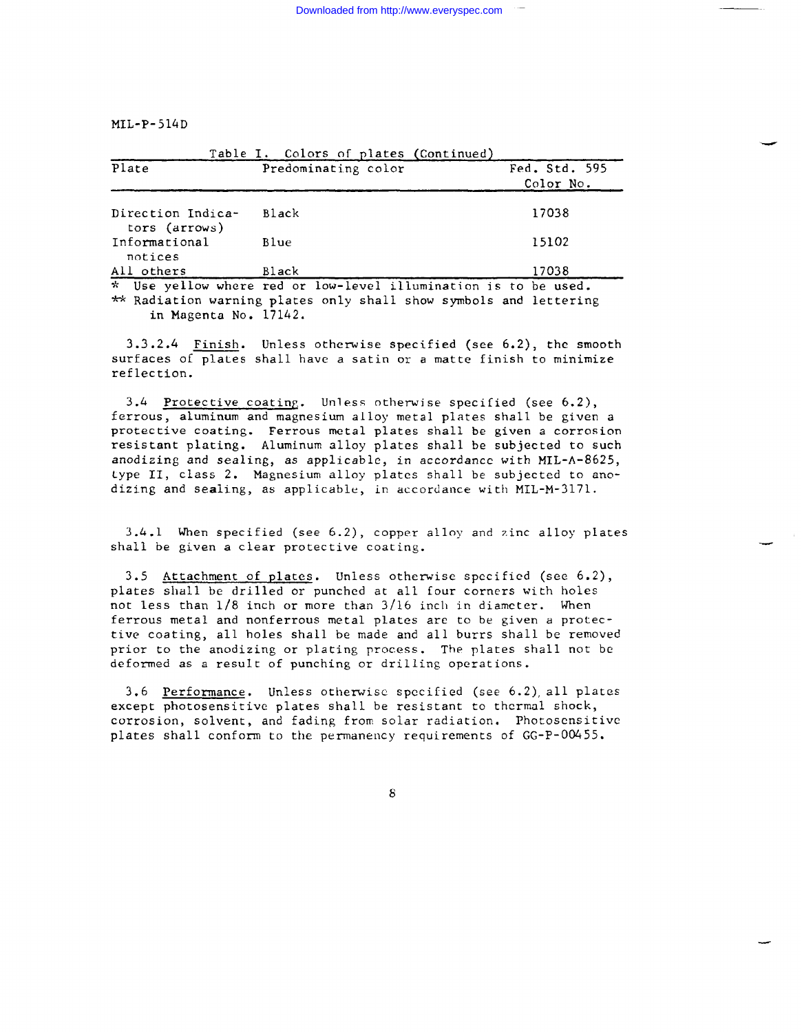Table I. Colors of plates (Continued)

| Plate | Predominating color | Fed. Std. 595 Color No. |
|---|---|---|
| Direction Indicators (arrows) | Black | 17038 |
| Informational notices | Blue | 15102 |
| All others | Black | 17038 |

\* Use yellow where red or low-level illumination is to be used.

\*\* Radiation warning plates only shall show symbols and lettering in Magenta No. 17142.

3.3.2.4 Finish. Unless otherwise specified (see 6.2), the smooth surfaces of plates shall have a satin or a matte finish to minimize reflection.

3.4 Protective coating. Unless otherwise specified (see 6.2), ferrous, aluminum and magnesium alloy metal plates shall be given a protective coating. Ferrous metal plates shall be given a corrosion resistant plating. Aluminum alloy plates shall be subjected to such anodizing and sealing, as applicable, in accordance with MIL-A-8625, type II, class 2. Magnesium alloy plates shall be subjected to anodizing and sealing, as applicable, in accordance with MIL-M-3171.

3.4.1 When specified (see 6.2), copper alloy and zinc alloy plates shall be given a clear protective coating.

3.5 Attachment of plates. Unless otherwise specified (see 6.2), plates shall be drilled or punched at all four corners with holes not less than 1/8 inch or more than 3/16 inch in diameter. When ferrous metal and nonferrous metal plates are to be given a protective coating, all holes shall be made and all burrs shall be removed prior to the anodizing or plating process. The plates shall not be deformed as a result of punching or drilling operations.

3.6 Performance. Unless otherwise specified (see 6.2), all plates except photosensitive plates shall be resistant to thermal shock, corrosion, solvent, and fading from solar radiation. Photosensitive plates shall conform to the permanency requirements of GG-P-00455.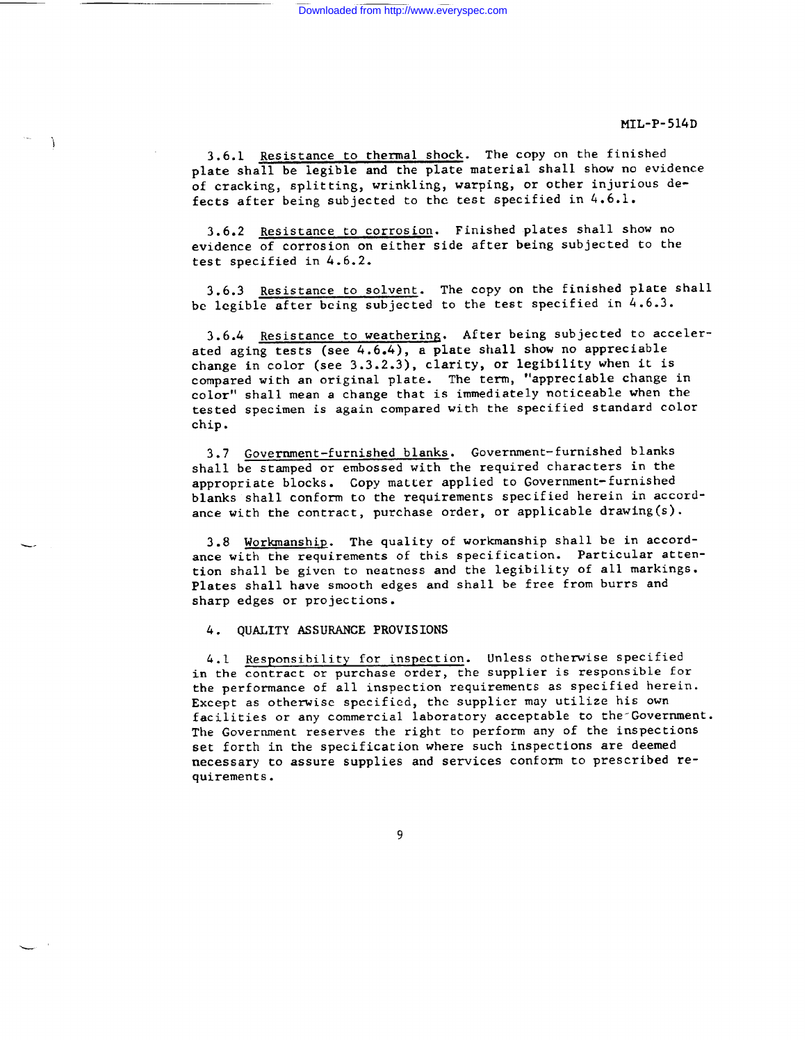3.6.1 Resistance to thermal shock. The copy on the finished plate shall be legible and the plate material shall show no evidence of cracking, splitting, wrinkling, warping, or other injurious defects after being subjected to the test specified in 4.6.1.

3.6.2 Resistance to corrosion. Finished plates shall show no evidence of corrosion on either side after being subjected to the test specified in 4.6.2.

3.6.3 Resistance to solvent. The copy on the finished plate shall be legible after being subjected to the test specified in 4.6.3.

3.6.4 Resistance to weathering. After being subjected to accelerated aging tests (see 4.6.4), a plate shall show no appreciable change in color (see 3.3.2.3), clarity, or legibility when it is compared with an original plate. The term, "appreciable change in color" shall mean a change that is immediately noticeable when the tested specimen is again compared with the specified standard color chip.

3.7 Government-furnished blanks. Government-furnished blanks shall be stamped or embossed with the required characters in the appropriate blocks. Copy matter applied to Government-furnished blanks shall conform to the requirements specified herein in accordance with the contract, purchase order, or applicable drawing(s).

3.8 Workmanship. The quality of workmanship shall be in accordance with the requirements of this specification. Particular attention shall be given to neatness and the legibility of all markings. Plates shall have smooth edges and shall be free from burrs and sharp edges or projections.

## 4. QUALITY ASSURANCE PROVISIONS

4.1 Responsibility for inspection. Unless otherwise specified in the contract or purchase order, the supplier is responsible for the performance of all inspection requirements as specified herein. Except as otherwise specified, the supplier may utilize his own facilities or any commercial laboratory acceptable to the Government. The Government reserves the right to perform any of the inspections set forth in the specification where such inspections are deemed necessary to assure supplies and services conform to prescribed requirements.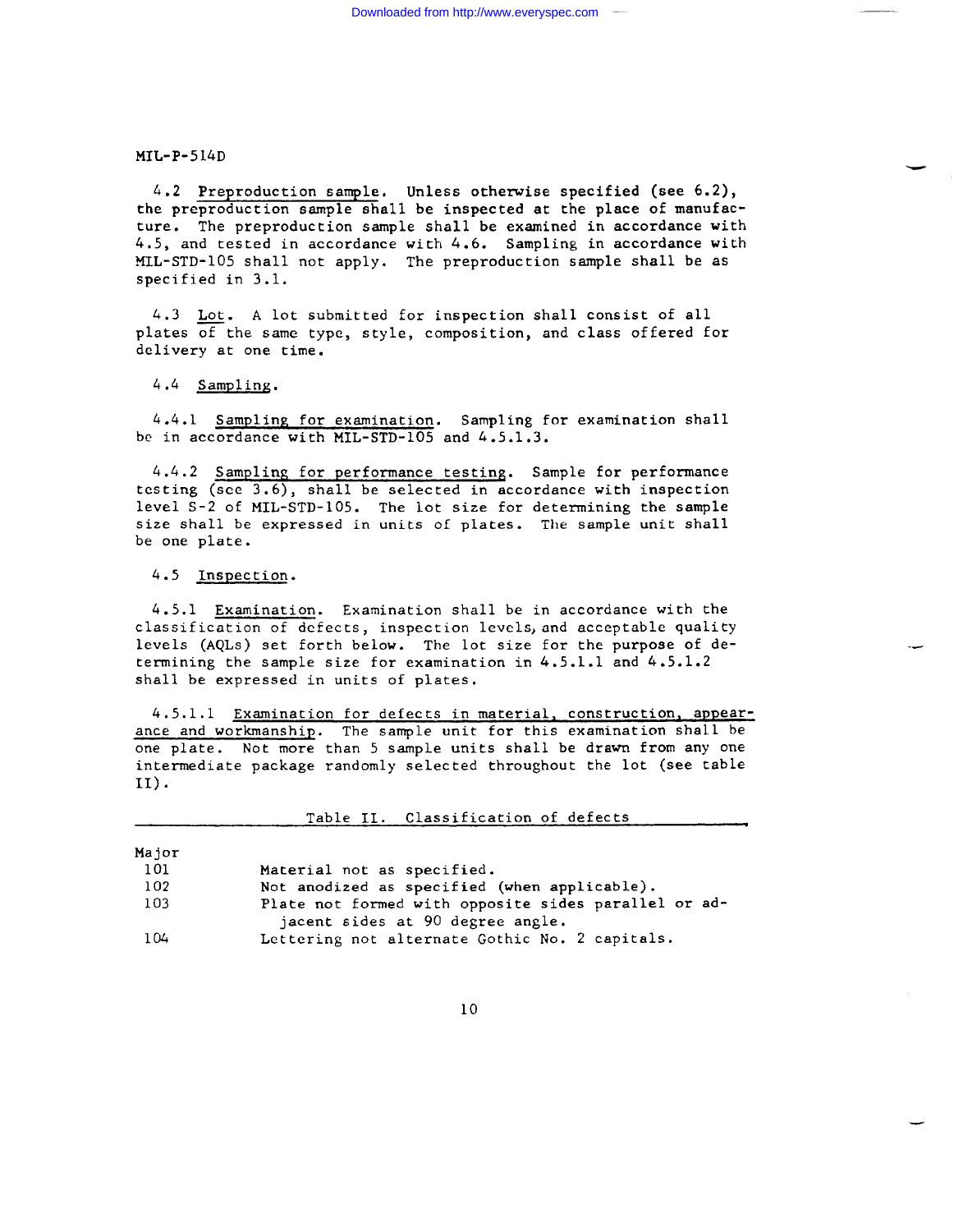4.2 Preproduction sample. Unless otherwise specified (see 6.2), the preproduction sample shall be inspected at the place of manufacture. The preproduction sample shall be examined in accordance with 4.5, and tested in accordance with 4.6. Sampling in accordance with MIL-STD-105 shall not apply. The preproduction sample shall be as specified in 3.1.

4.3 Lot. A lot submitted for inspection shall consist of all plates of the same type, style, composition, and class offered for delivery at one time.

4.4 Sampling.

4.4.1 Sampling for examination. Sampling for examination shall be in accordance with MIL-STD-105 and 4.5.1.3.

4.4.2 Sampling for performance testing. Sample for performance testing (see 3.6), shall be selected in accordance with inspection level S-2 of MIL-STD-105. The lot size for determining the sample size shall be expressed in units of plates. The sample unit shall be one plate.

4.5 Inspection.

4.5.1 Examination. Examination shall be in accordance with the classification of defects, inspection levels, and acceptable quality levels (AQLs) set forth below. The lot size for the purpose of determining the sample size for examination in 4.5.1.1 and 4.5.1.2 shall be expressed in units of plates.

4.5.1.1 Examination for defects in material, construction, appearance and workmanship. The sample unit for this examination shall be one plate. Not more than 5 sample units shall be drawn from any one intermediate package randomly selected throughout the lot (see table II).

Table II. Classification of defects

| | |
|---|---|
| Major | |
| 101 | Material not as specified. |
| 102 | Not anodized as specified (when applicable). |
| 103 | Plate not formed with opposite sides parallel or adjacent sides at 90 degree angle. |
| 104 | Lettering not alternate Gothic No. 2 capitals. |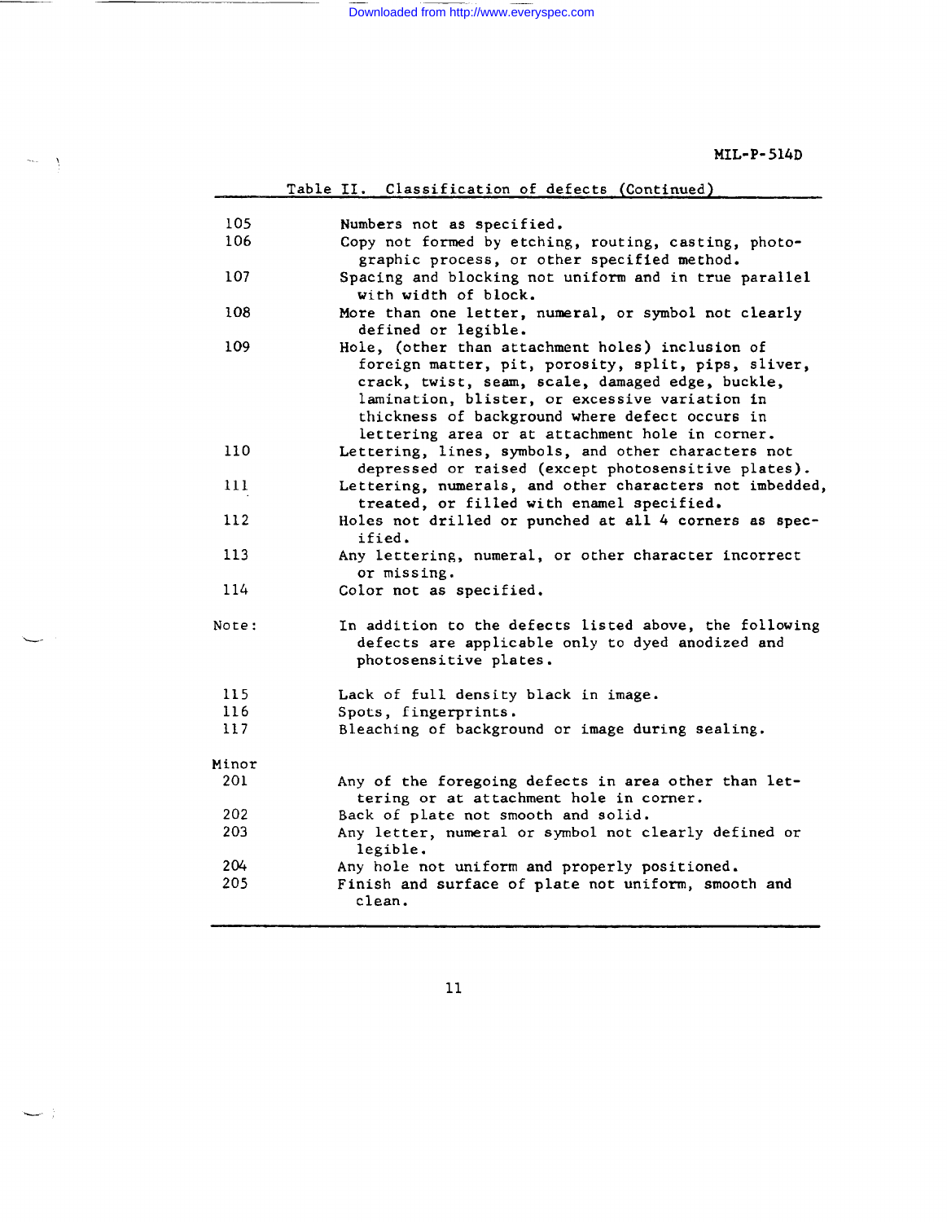Table II. Classification of defects (Continued)

| | |
|---|---|
| 105 | Numbers not as specified. |
| 106 | Copy not formed by etching, routing, casting, photographic process, or other specified method. |
| 107 | Spacing and blocking not uniform and in true parallel with width of block. |
| 108 | More than one letter, numeral, or symbol not clearly defined or legible. |
| 109 | Hole, (other than attachment holes) inclusion of foreign matter, pit, porosity, split, pips, sliver, crack, twist, seam, scale, damaged edge, buckle, lamination, blister, or excessive variation in thickness of background where defect occurs in lettering area or at attachment hole in corner. |
| 110 | Lettering, lines, symbols, and other characters not depressed or raised (except photosensitive plates). |
| 111 | Lettering, numerals, and other characters not imbedded, treated, or filled with enamel specified. |
| 112 | Holes not drilled or punched at all 4 corners as specified. |
| 113 | Any lettering, numeral, or other character incorrect or missing. |
| 114 | Color not as specified. |
| Note: | In addition to the defects listed above, the following defects are applicable only to dyed anodized and photosensitive plates. |
| 115 | Lack of full density black in image. |
| 116 | Spots, fingerprints. |
| 117 | Bleaching of background or image during sealing. |
| Minor | |
| 201 | Any of the foregoing defects in area other than lettering or at attachment hole in corner. |
| 202 | Back of plate not smooth and solid. |
| 203 | Any letter, numeral or symbol not clearly defined or legible. |
| 204 | Any hole not uniform and properly positioned. |
| 205 | Finish and surface of plate not uniform, smooth and clean. |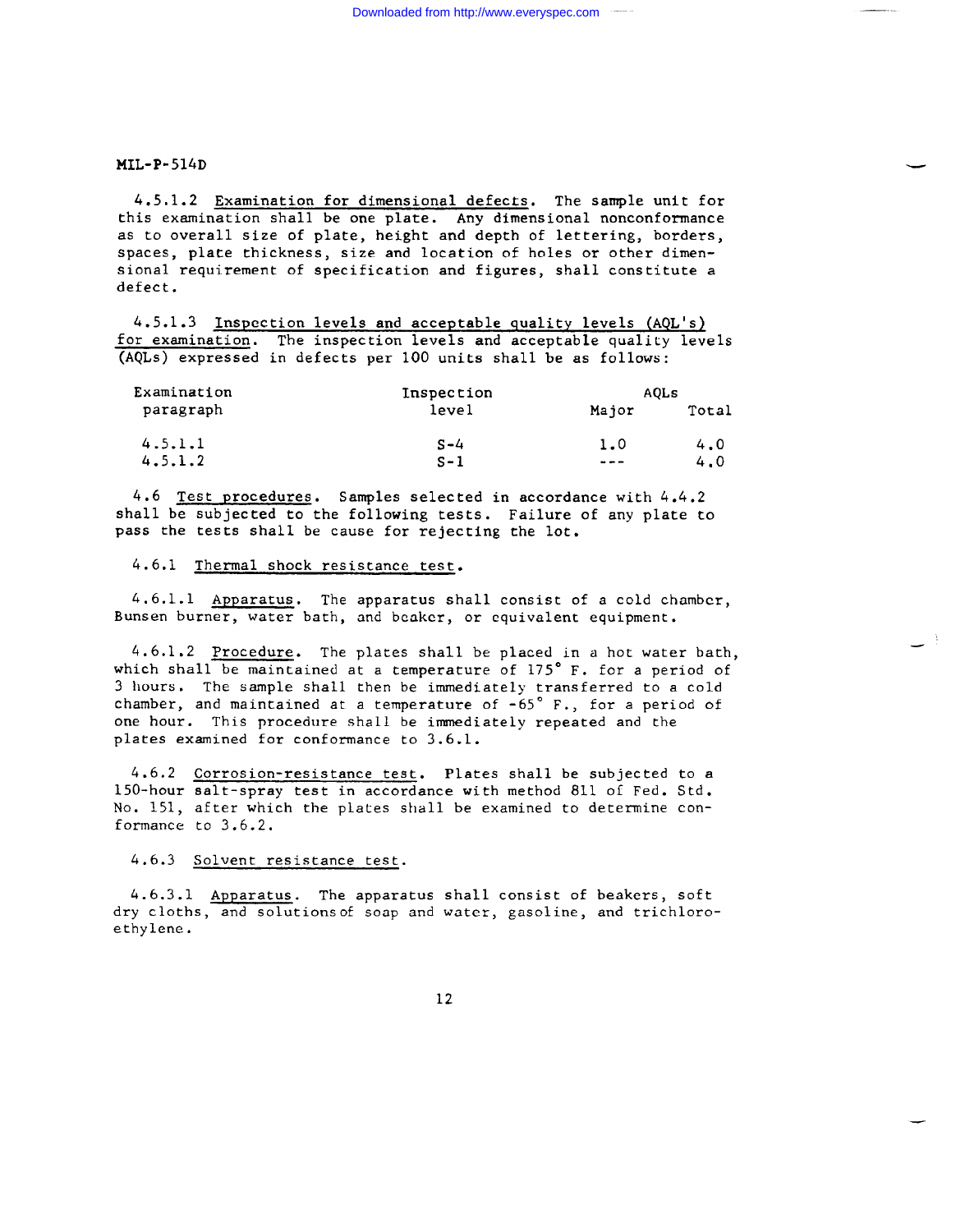4.5.1.2 Examination for dimensional defects. The sample unit for this examination shall be one plate. Any dimensional nonconformance as to overall size of plate, height and depth of lettering, borders, spaces, plate thickness, size and location of holes or other dimensional requirement of specification and figures, shall constitute a defect.

4.5.1.3 Inspection levels and acceptable quality levels (AQL's) for examination. The inspection levels and acceptable quality levels (AQLs) expressed in defects per 100 units shall be as follows:

| Examination paragraph | Inspection level | AQLs | |
|---|---|---|---|
| | | Major | Total |
| 4.5.1.1 | S-4 | 1.0 | 4.0 |
| 4.5.1.2 | S-1 | --- | 4.0 |

4.6 Test procedures. Samples selected in accordance with 4.4.2 shall be subjected to the following tests. Failure of any plate to pass the tests shall be cause for rejecting the lot.

4.6.1 Thermal shock resistance test.

4.6.1.1 Apparatus. The apparatus shall consist of a cold chamber, Bunsen burner, water bath, and beaker, or equivalent equipment.

4.6.1.2 Procedure. The plates shall be placed in a hot water bath, which shall be maintained at a temperature of 175° F. for a period of 3 hours. The sample shall then be immediately transferred to a cold chamber, and maintained at a temperature of -65° F., for a period of one hour. This procedure shall be immediately repeated and the plates examined for conformance to 3.6.1.

4.6.2 Corrosion-resistance test. Plates shall be subjected to a 150-hour salt-spray test in accordance with method 811 of Fed. Std. No. 151, after which the plates shall be examined to determine conformance to 3.6.2.

4.6.3 Solvent resistance test.

4.6.3.1 Apparatus. The apparatus shall consist of beakers, soft dry cloths, and solutions of soap and water, gasoline, and trichloroethylene.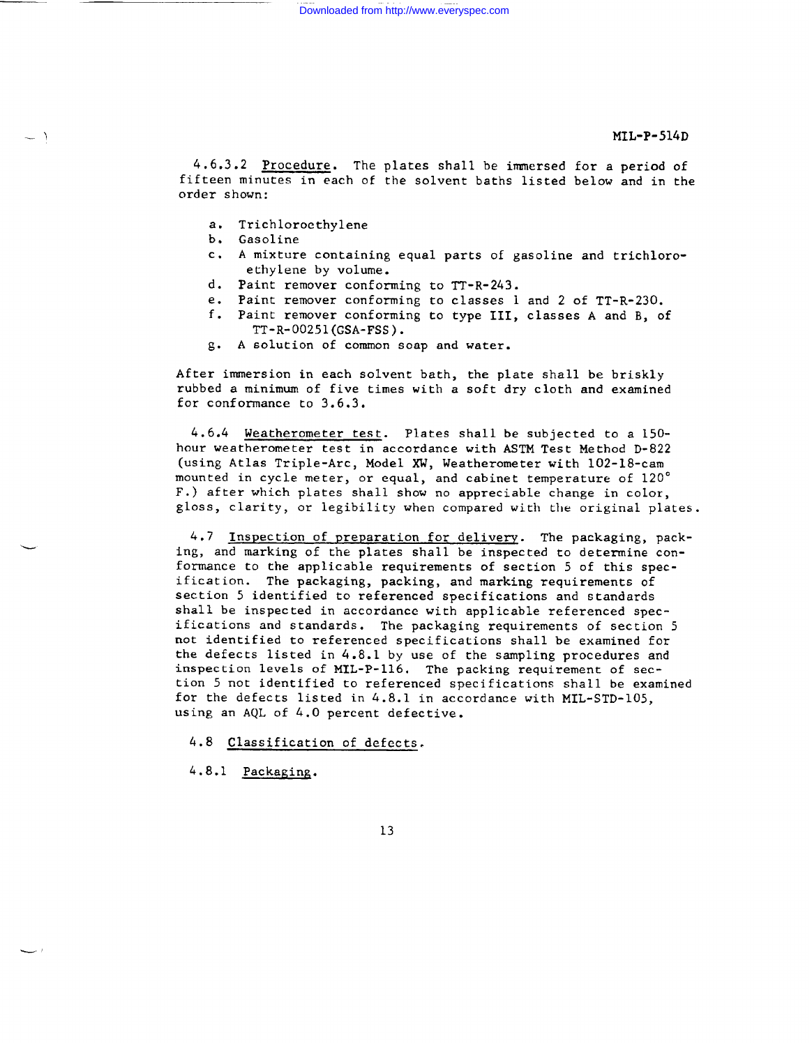4.6.3.2 Procedure. The plates shall be immersed for a period of fifteen minutes in each of the solvent baths listed below and in the order shown:

a. Trichloroethylene
b. Gasoline
c. A mixture containing equal parts of gasoline and trichloroethylene by volume.
d. Paint remover conforming to TT-R-243.
e. Paint remover conforming to classes 1 and 2 of TT-R-230.
f. Paint remover conforming to type III, classes A and B, of TT-R-00251(GSA-FSS).
g. A solution of common soap and water.

After immersion in each solvent bath, the plate shall be briskly rubbed a minimum of five times with a soft dry cloth and examined for conformance to 3.6.3.

4.6.4 Weatherometer test. Plates shall be subjected to a 150-hour weatherometer test in accordance with ASTM Test Method D-822 (using Atlas Triple-Arc, Model XW, Weatherometer with 102-18-cam mounted in cycle meter, or equal, and cabinet temperature of 120° F.) after which plates shall show no appreciable change in color, gloss, clarity, or legibility when compared with the original plates.

4.7 Inspection of preparation for delivery. The packaging, packing, and marking of the plates shall be inspected to determine conformance to the applicable requirements of section 5 of this specification. The packaging, packing, and marking requirements of section 5 identified to referenced specifications and standards shall be inspected in accordance with applicable referenced specifications and standards. The packaging requirements of section 5 not identified to referenced specifications shall be examined for the defects listed in 4.8.1 by use of the sampling procedures and inspection levels of MIL-P-116. The packing requirement of section 5 not identified to referenced specifications shall be examined for the defects listed in 4.8.1 in accordance with MIL-STD-105, using an AQL of 4.0 percent defective.

4.8 Classification of defects.

4.8.1 Packaging.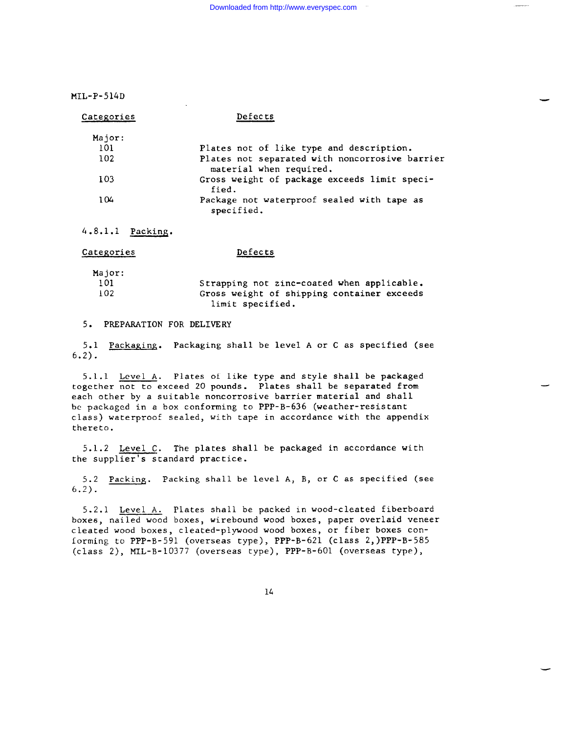| Categories | Defects |
|---|---|
| Major: | |
| 101 | Plates not of like type and description. |
| 102 | Plates not separated with noncorrosive barrier material when required. |
| 103 | Gross weight of package exceeds limit specified. |
| 104 | Package not waterproof sealed with tape as specified. |

4.8.1.1 Packing.

| Categories | Defects |
|---|---|
| Major: | |
| 101 | Strapping not zinc-coated when applicable. |
| 102 | Gross weight of shipping container exceeds limit specified. |

## 5. PREPARATION FOR DELIVERY

5.1 Packaging. Packaging shall be level A or C as specified (see 6.2).

5.1.1 Level A. Plates of like type and style shall be packaged together not to exceed 20 pounds. Plates shall be separated from each other by a suitable noncorrosive barrier material and shall be packaged in a box conforming to PPP-B-636 (weather-resistant class) waterproof sealed, with tape in accordance with the appendix thereto.

5.1.2 Level C. The plates shall be packaged in accordance with the supplier's standard practice.

5.2 Packing. Packing shall be level A, B, or C as specified (see 6.2).

5.2.1 Level A. Plates shall be packed in wood-cleated fiberboard boxes, nailed wood boxes, wirebound wood boxes, paper overlaid veneer cleated wood boxes, cleated-plywood wood boxes, or fiber boxes conforming to PPP-B-591 (overseas type), PPP-B-621 (class 2,)PPP-B-585 (class 2), MIL-B-10377 (overseas type), PPP-B-601 (overseas type),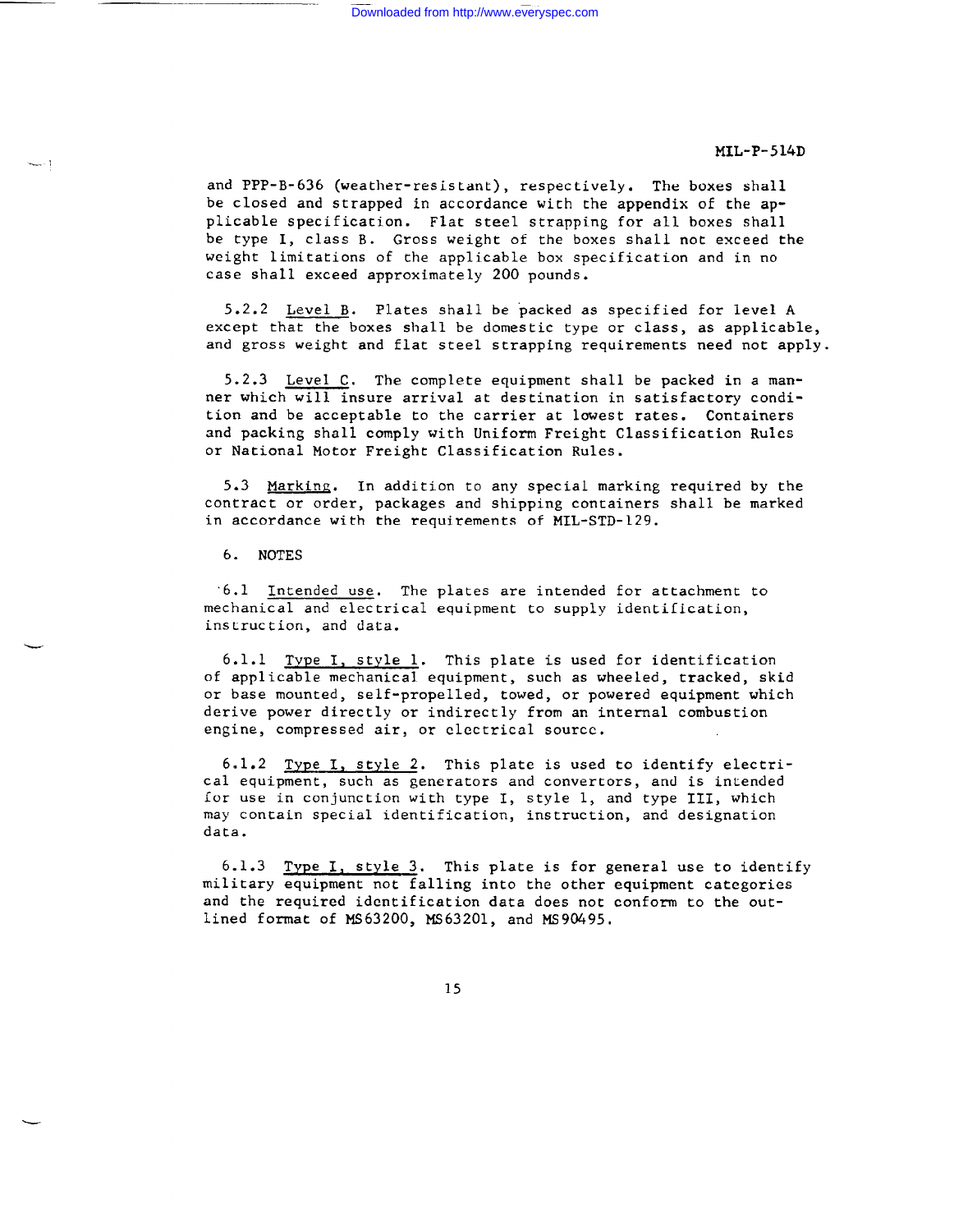and PPP-B-636 (weather-resistant), respectively. The boxes shall be closed and strapped in accordance with the appendix of the applicable specification. Flat steel strapping for all boxes shall be type I, class B. Gross weight of the boxes shall not exceed the weight limitations of the applicable box specification and in no case shall exceed approximately 200 pounds.

5.2.2 Level B. Plates shall be packed as specified for level A except that the boxes shall be domestic type or class, as applicable, and gross weight and flat steel strapping requirements need not apply.

5.2.3 Level C. The complete equipment shall be packed in a manner which will insure arrival at destination in satisfactory condition and be acceptable to the carrier at lowest rates. Containers and packing shall comply with Uniform Freight Classification Rules or National Motor Freight Classification Rules.

5.3 Marking. In addition to any special marking required by the contract or order, packages and shipping containers shall be marked in accordance with the requirements of MIL-STD-129.

## 6. NOTES

6.1 Intended use. The plates are intended for attachment to mechanical and electrical equipment to supply identification, instruction, and data.

6.1.1 Type I, style 1. This plate is used for identification of applicable mechanical equipment, such as wheeled, tracked, skid or base mounted, self-propelled, towed, or powered equipment which derive power directly or indirectly from an internal combustion engine, compressed air, or electrical source.

6.1.2 Type I, style 2. This plate is used to identify electrical equipment, such as generators and convertors, and is intended for use in conjunction with type I, style 1, and type III, which may contain special identification, instruction, and designation data.

6.1.3 Type I, style 3. This plate is for general use to identify military equipment not falling into the other equipment categories and the required identification data does not conform to the outlined format of MS63200, MS63201, and MS90495.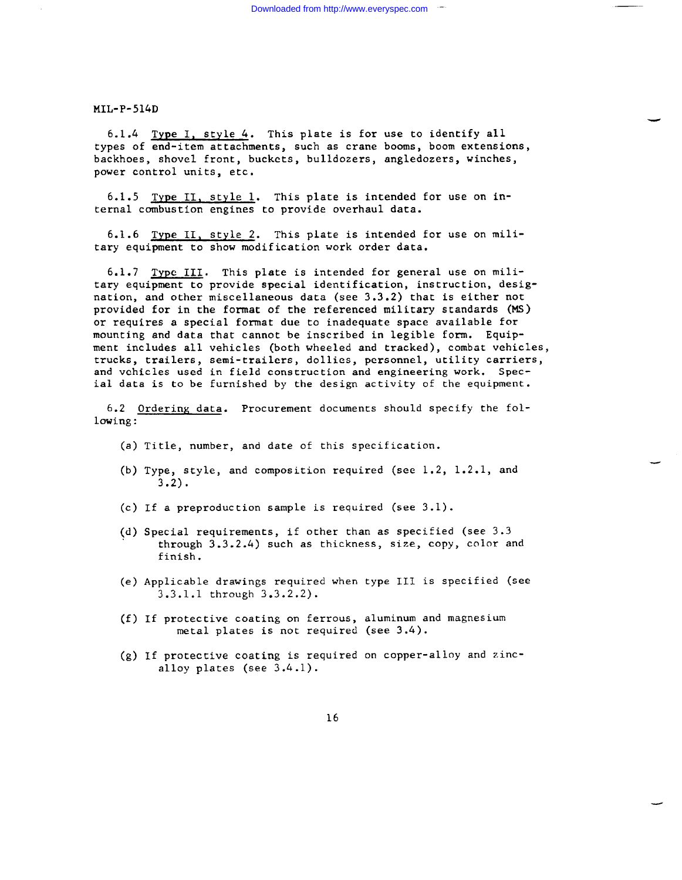6.1.4 Type I, style 4. This plate is for use to identify all types of end-item attachments, such as crane booms, boom extensions, backhoes, shovel front, buckets, bulldozers, angledozers, winches, power control units, etc.

6.1.5 Type II, style 1. This plate is intended for use on internal combustion engines to provide overhaul data.

6.1.6 Type II, style 2. This plate is intended for use on military equipment to show modification work order data.

6.1.7 Type III. This plate is intended for general use on military equipment to provide special identification, instruction, designation, and other miscellaneous data (see 3.3.2) that is either not provided for in the format of the referenced military standards (MS) or requires a special format due to inadequate space available for mounting and data that cannot be inscribed in legible form. Equipment includes all vehicles (both wheeled and tracked), combat vehicles, trucks, trailers, semi-trailers, dollies, personnel, utility carriers, and vehicles used in field construction and engineering work. Special data is to be furnished by the design activity of the equipment.

6.2 Ordering data. Procurement documents should specify the following:

(a) Title, number, and date of this specification.

(b) Type, style, and composition required (see 1.2, 1.2.1, and 3.2).

(c) If a preproduction sample is required (see 3.1).

(d) Special requirements, if other than as specified (see 3.3 through 3.3.2.4) such as thickness, size, copy, color and finish.

(e) Applicable drawings required when type III is specified (see 3.3.1.1 through 3.3.2.2).

(f) If protective coating on ferrous, aluminum and magnesium metal plates is not required (see 3.4).

(g) If protective coating is required on copper-alloy and zinc-alloy plates (see 3.4.1).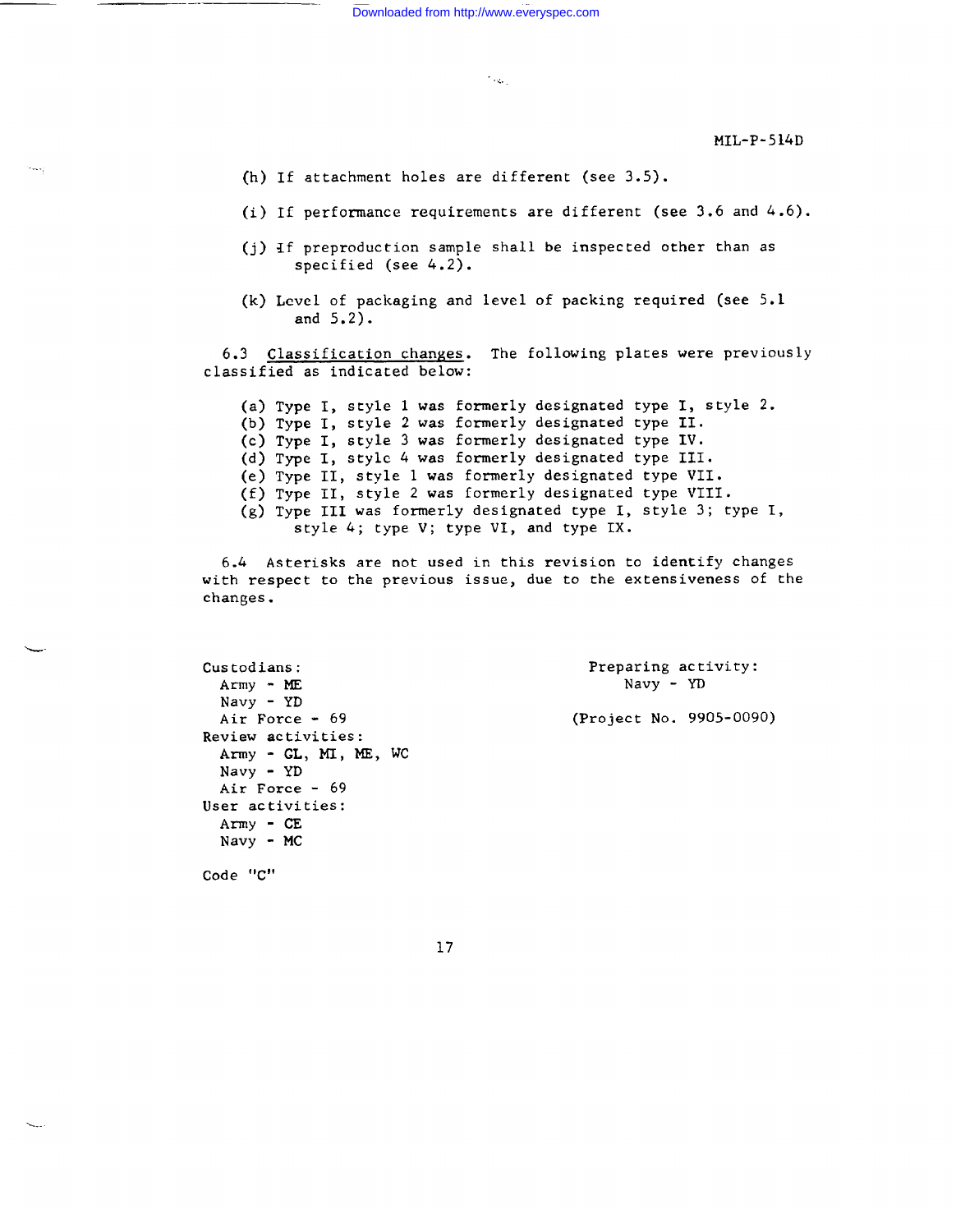(h) If attachment holes are different (see 3.5).

(i) If performance requirements are different (see 3.6 and 4.6).

(j) If preproduction sample shall be inspected other than as specified (see 4.2).

(k) Level of packaging and level of packing required (see 5.1 and 5.2).

6.3 Classification changes. The following plates were previously classified as indicated below:

(a) Type I, style 1 was formerly designated type I, style 2.
(b) Type I, style 2 was formerly designated type II.
(c) Type I, style 3 was formerly designated type IV.
(d) Type I, style 4 was formerly designated type III.
(e) Type II, style 1 was formerly designated type VII.
(f) Type II, style 2 was formerly designated type VIII.
(g) Type III was formerly designated type I, style 3; type I, style 4; type V; type VI, and type IX.

6.4 Asterisks are not used in this revision to identify changes with respect to the previous issue, due to the extensiveness of the changes.

Custodians:
Army - ME
Navy - YD
Air Force - 69

Review activities:
Army - GL, MI, ME, WC
Navy - YD
Air Force - 69

User activities:
Army - CE
Navy - MC

Code "C"

Preparing activity:
Navy - YD

(Project No. 9905-0090)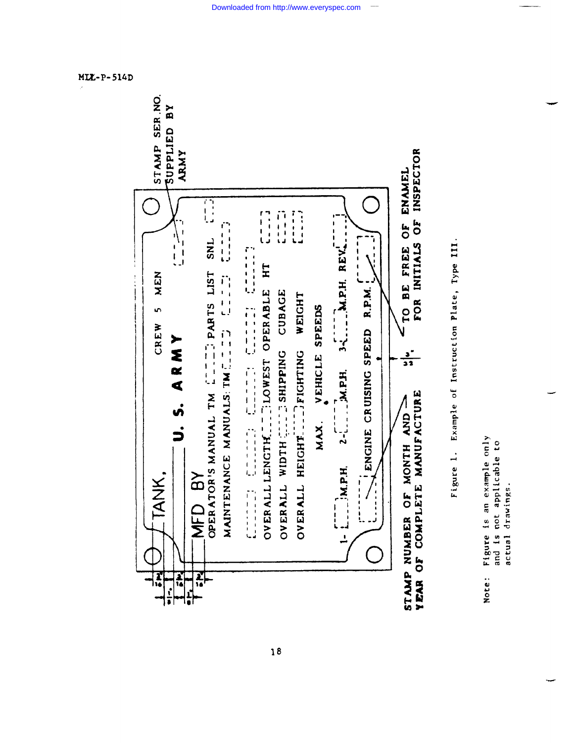TANK,

U. S. ARMY

CREW 5 MEN

MFD BY

OPERATOR'S MANUAL TM [ ] PARTS LIST [ ] SNL [ ]

MAINTENANCE MANUALS: TM [ ] [ ] [ ]

[ ] [ ] [ ] [ ]

OVERALL LENGTH [ ] LOWEST OPERABLE HT [ ]

OVERALL WIDTH [ ] SHIPPING CUBAGE [ ]

OVERALL HEIGHT [ ] FIGHTING WEIGHT [ ]

MAX. VEHICLE SPEEDS

1- [ ] M.P.H. 2- [ ] M.P.H. 3- [ ] M.P.H. REV. [ ]

[ ] ENGINE CRUISING SPEED R.P.M. [ ]

STAMP SER. NO. SUPPLIED BY ARMY

STAMP NUMBER OF MONTH AND YEAR OF COMPLETE MANUFACTURE

TO BE FREE OF ENAMEL FOR INITIALS OF INSPECTOR

Figure 1. Example of Instruction Plate, Type III.

Note: Figure is an example only and is not applicable to actual drawings.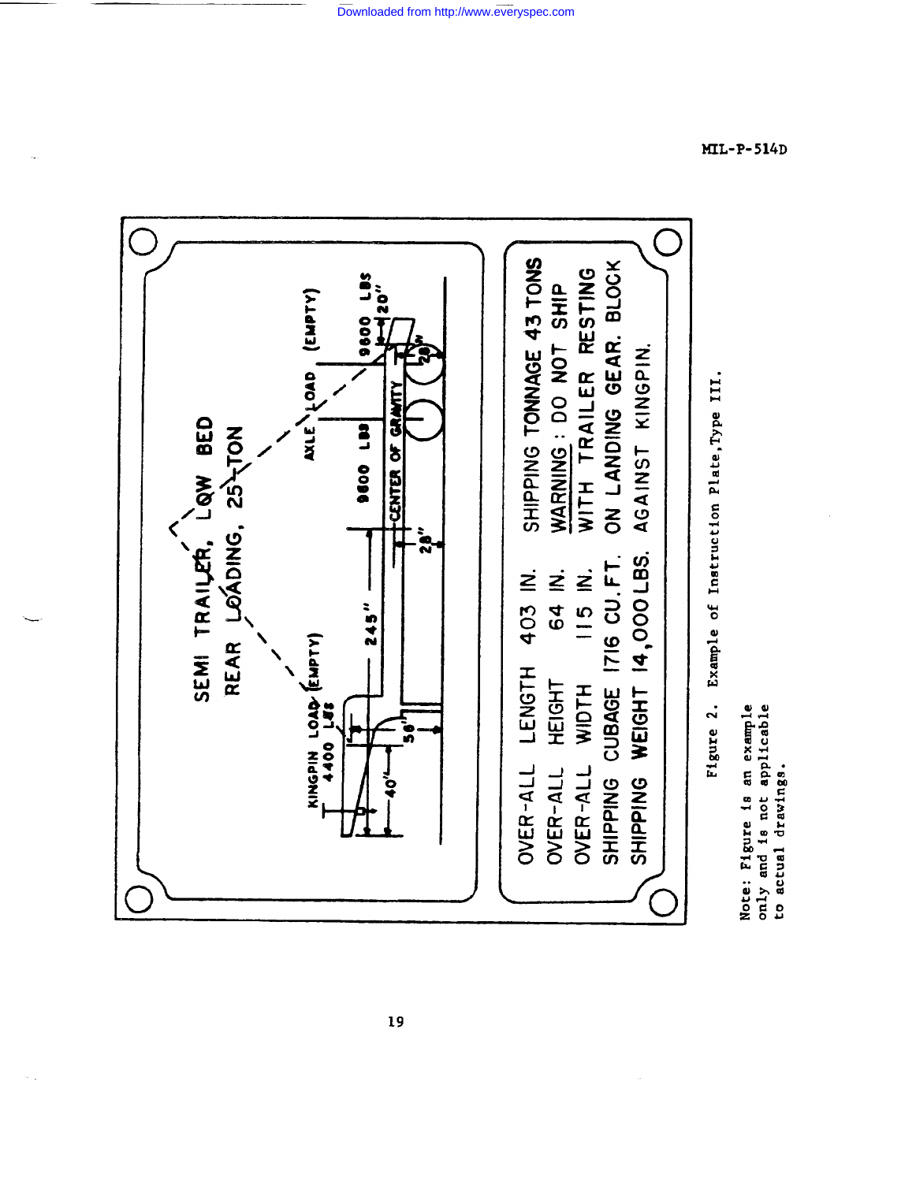SEMI TRAILER, LOW BED
REAR LOADING, 25-TON

KINGPIN LOAD (EMPTY) 4400 LBS

AXLE LOAD (EMPTY)

9600 LBS

9600 LBS

CENTER OF GRAVITY

245"

40"

56"

28"

28"

20"

| | |
|---|---|
| OVER-ALL LENGTH | 403 IN. |
| OVER-ALL HEIGHT | 64 IN. |
| OVER-ALL WIDTH | 115 IN. |
| SHIPPING CUBAGE | 1716 CU. FT. |
| SHIPPING WEIGHT | 14,000 LBS. |

SHIPPING TONNAGE 43 TONS

WARNING: DO NOT SHIP WITH TRAILER RESTING ON LANDING GEAR. BLOCK AGAINST KINGPIN.

Figure 2. Example of Instruction Plate, Type III.

Note: Figure is an example only and is not applicable to actual drawings.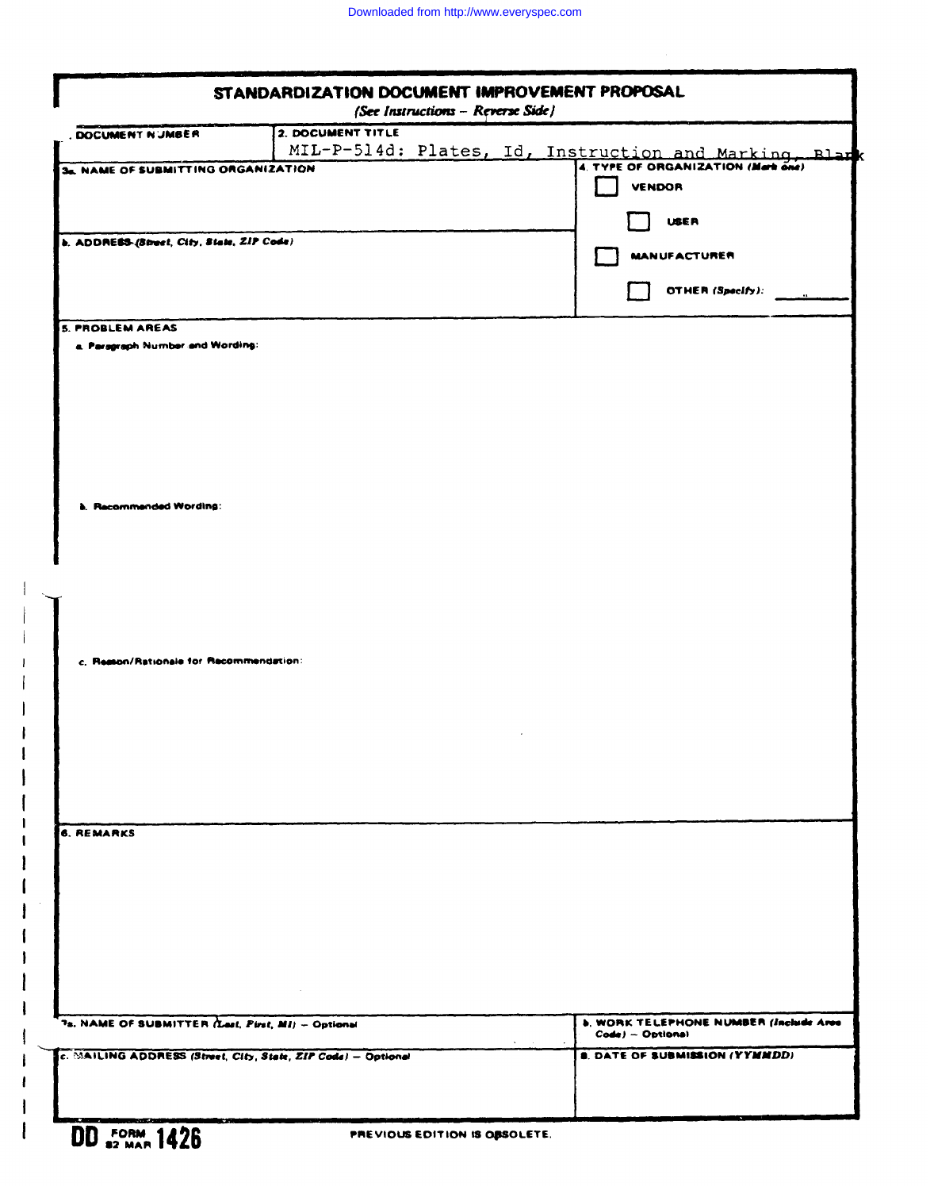Downloaded from http://www.everyspec.com

# STANDARDIZATION DOCUMENT IMPROVEMENT PROPOSAL

*(See Instructions – Reverse Side)*

| 1. DOCUMENT NUMBER | 2. DOCUMENT TITLE |
|---|---|
| | MIL-P-514d: Plates, Id, Instruction and Marking, Blank |

| 3a. NAME OF SUBMITTING ORGANIZATION | 4. TYPE OF ORGANIZATION *(Mark one)* |
|---|---|
| | ☐ VENDOR |
| | ☐ USER |
| b. ADDRESS *(Street, City, State, ZIP Code)* | ☐ MANUFACTURER |
| | ☐ OTHER *(Specify)*: ______ |

**5. PROBLEM AREAS**

a. Paragraph Number and Wording:

b. Recommended Wording:

c. Reason/Rationale for Recommendation:

**6. REMARKS**

| 7a. NAME OF SUBMITTER *(Last, First, MI)* – Optional | b. WORK TELEPHONE NUMBER *(Include Area Code)* – Optional |
|---|---|
| c. MAILING ADDRESS *(Street, City, State, ZIP Code)* – Optional | 8. DATE OF SUBMISSION *(YYMMDD)* |

DD FORM 1426, 82 MAR — PREVIOUS EDITION IS OBSOLETE.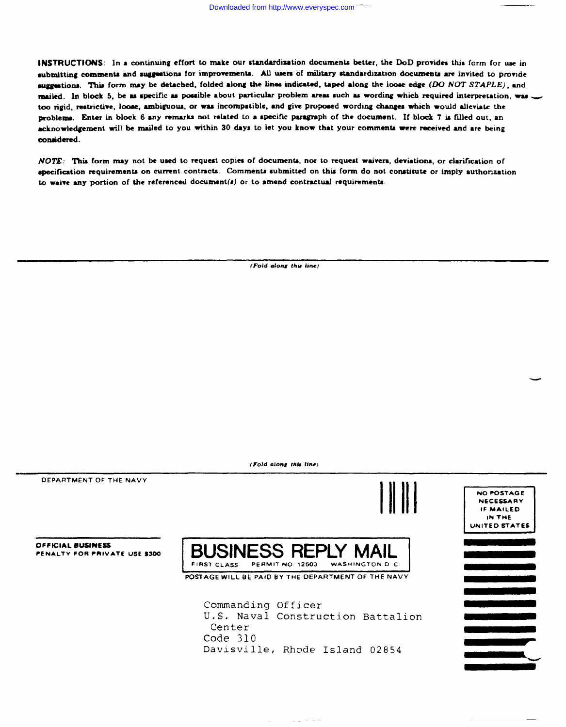**INSTRUCTIONS**: In a continuing effort to make our standardization documents better, the DoD provides this form for use in submitting comments and suggestions for improvements. All users of military standardization documents are invited to provide suggestions. This form may be detached, folded along the lines indicated, taped along the loose edge *(DO NOT STAPLE)*, and mailed. In block 5, be as specific as possible about particular problem areas such as wording which required interpretation, was too rigid, restrictive, loose, ambiguous, or was incompatible, and give proposed wording changes which would alleviate the problems. Enter in block 6 any remarks not related to a specific paragraph of the document. If block 7 is filled out, an acknowledgement will be mailed to you within 30 days to let you know that your comments were received and are being considered.

*NOTE:* This form may not be used to request copies of documents, nor to request waivers, deviations, or clarification of specification requirements on current contracts. Comments submitted on this form do not constitute or imply authorization to waive any portion of the referenced document(s) or to amend contractual requirements.

*(Fold along this line)*

*(Fold along this line)*

DEPARTMENT OF THE NAVY

NO POSTAGE NECESSARY IF MAILED IN THE UNITED STATES

**OFFICIAL BUSINESS**
PENALTY FOR PRIVATE USE $300

**BUSINESS REPLY MAIL**
FIRST CLASS PERMIT NO. 12503 WASHINGTON D C

POSTAGE WILL BE PAID BY THE DEPARTMENT OF THE NAVY

Commanding Officer
U.S. Naval Construction Battalion Center
Code 310
Davisville, Rhode Island 02854